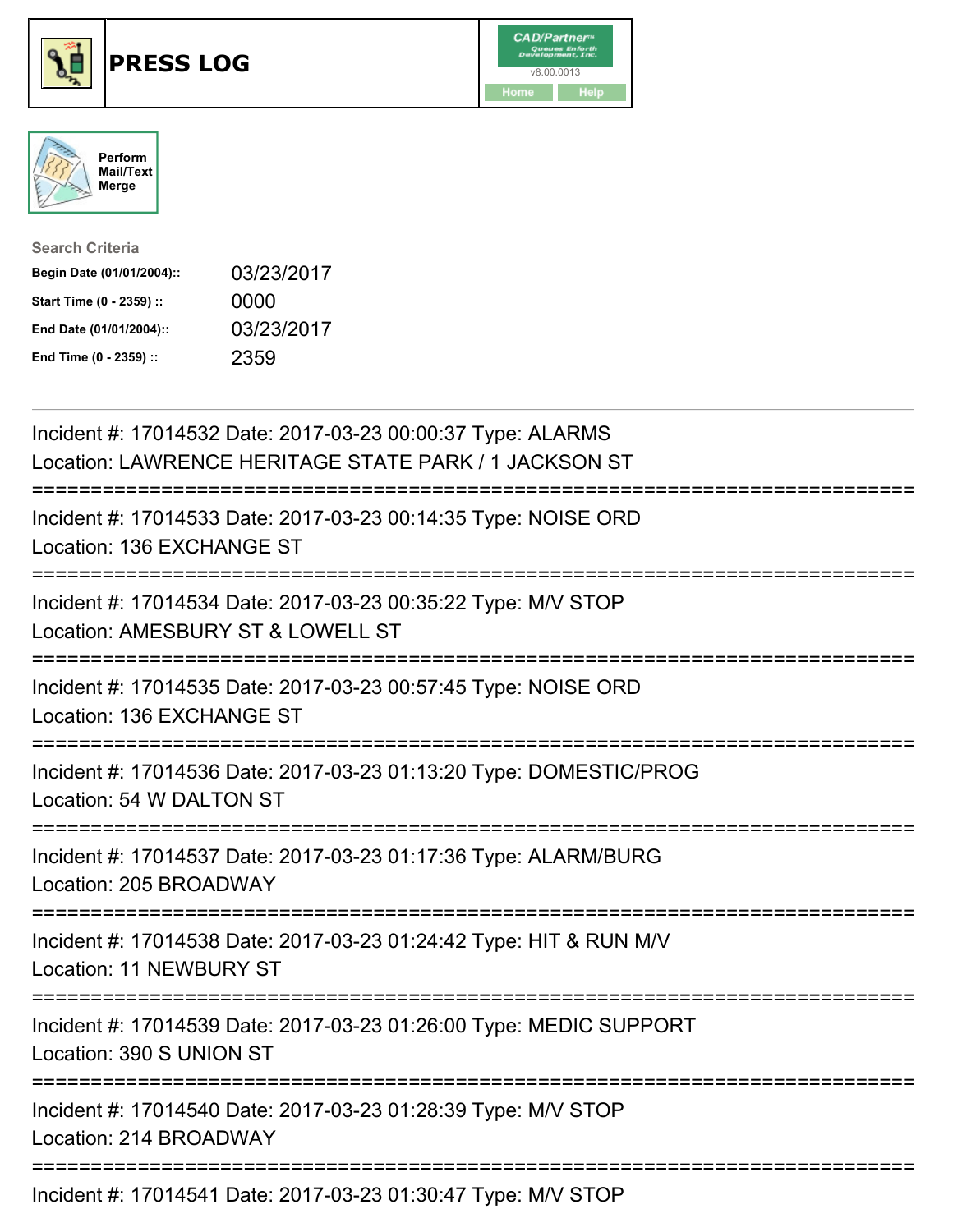# PRESS LOG

CAD/Partner
v8.00.0013
Home Help

Perform Mail/Text Merge

**Search Criteria**

| | |
|---|---|
| **Begin Date (01/01/2004)::** | 03/23/2017 |
| **Start Time (0 - 2359) ::** | 0000 |
| **End Date (01/01/2004)::** | 03/23/2017 |
| **End Time (0 - 2359) ::** | 2359 |

---

Incident #: 17014532 Date: 2017-03-23 00:00:37 Type: ALARMS
Location: LAWRENCE HERITAGE STATE PARK / 1 JACKSON ST

===========================================================================

Incident #: 17014533 Date: 2017-03-23 00:14:35 Type: NOISE ORD
Location: 136 EXCHANGE ST

===========================================================================

Incident #: 17014534 Date: 2017-03-23 00:35:22 Type: M/V STOP
Location: AMESBURY ST & LOWELL ST

===========================================================================

Incident #: 17014535 Date: 2017-03-23 00:57:45 Type: NOISE ORD
Location: 136 EXCHANGE ST

===========================================================================

Incident #: 17014536 Date: 2017-03-23 01:13:20 Type: DOMESTIC/PROG
Location: 54 W DALTON ST

===========================================================================

Incident #: 17014537 Date: 2017-03-23 01:17:36 Type: ALARM/BURG
Location: 205 BROADWAY

===========================================================================

Incident #: 17014538 Date: 2017-03-23 01:24:42 Type: HIT & RUN M/V
Location: 11 NEWBURY ST

===========================================================================

Incident #: 17014539 Date: 2017-03-23 01:26:00 Type: MEDIC SUPPORT
Location: 390 S UNION ST

===========================================================================

Incident #: 17014540 Date: 2017-03-23 01:28:39 Type: M/V STOP
Location: 214 BROADWAY

===========================================================================

Incident #: 17014541 Date: 2017-03-23 01:30:47 Type: M/V STOP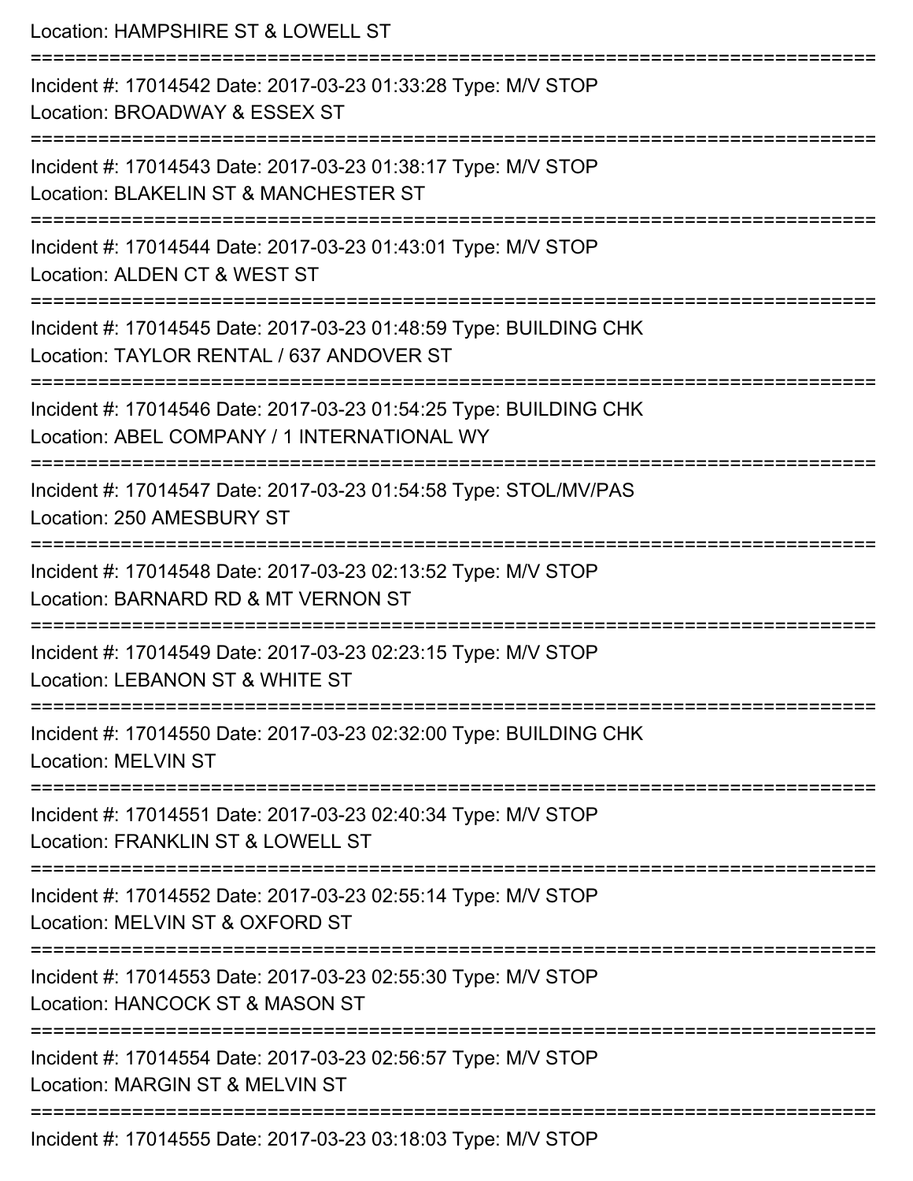Location: HAMPSHIRE ST & LOWELL ST

===========================================================================

Incident #: 17014542 Date: 2017-03-23 01:33:28 Type: M/V STOP
Location: BROADWAY & ESSEX ST

===========================================================================

Incident #: 17014543 Date: 2017-03-23 01:38:17 Type: M/V STOP
Location: BLAKELIN ST & MANCHESTER ST

===========================================================================

Incident #: 17014544 Date: 2017-03-23 01:43:01 Type: M/V STOP
Location: ALDEN CT & WEST ST

===========================================================================

Incident #: 17014545 Date: 2017-03-23 01:48:59 Type: BUILDING CHK
Location: TAYLOR RENTAL / 637 ANDOVER ST

===========================================================================

Incident #: 17014546 Date: 2017-03-23 01:54:25 Type: BUILDING CHK
Location: ABEL COMPANY / 1 INTERNATIONAL WY

===========================================================================

Incident #: 17014547 Date: 2017-03-23 01:54:58 Type: STOL/MV/PAS
Location: 250 AMESBURY ST

===========================================================================

Incident #: 17014548 Date: 2017-03-23 02:13:52 Type: M/V STOP
Location: BARNARD RD & MT VERNON ST

===========================================================================

Incident #: 17014549 Date: 2017-03-23 02:23:15 Type: M/V STOP
Location: LEBANON ST & WHITE ST

===========================================================================

Incident #: 17014550 Date: 2017-03-23 02:32:00 Type: BUILDING CHK
Location: MELVIN ST

===========================================================================

Incident #: 17014551 Date: 2017-03-23 02:40:34 Type: M/V STOP
Location: FRANKLIN ST & LOWELL ST

===========================================================================

Incident #: 17014552 Date: 2017-03-23 02:55:14 Type: M/V STOP
Location: MELVIN ST & OXFORD ST

===========================================================================

Incident #: 17014553 Date: 2017-03-23 02:55:30 Type: M/V STOP
Location: HANCOCK ST & MASON ST

===========================================================================

Incident #: 17014554 Date: 2017-03-23 02:56:57 Type: M/V STOP
Location: MARGIN ST & MELVIN ST

===========================================================================

Incident #: 17014555 Date: 2017-03-23 03:18:03 Type: M/V STOP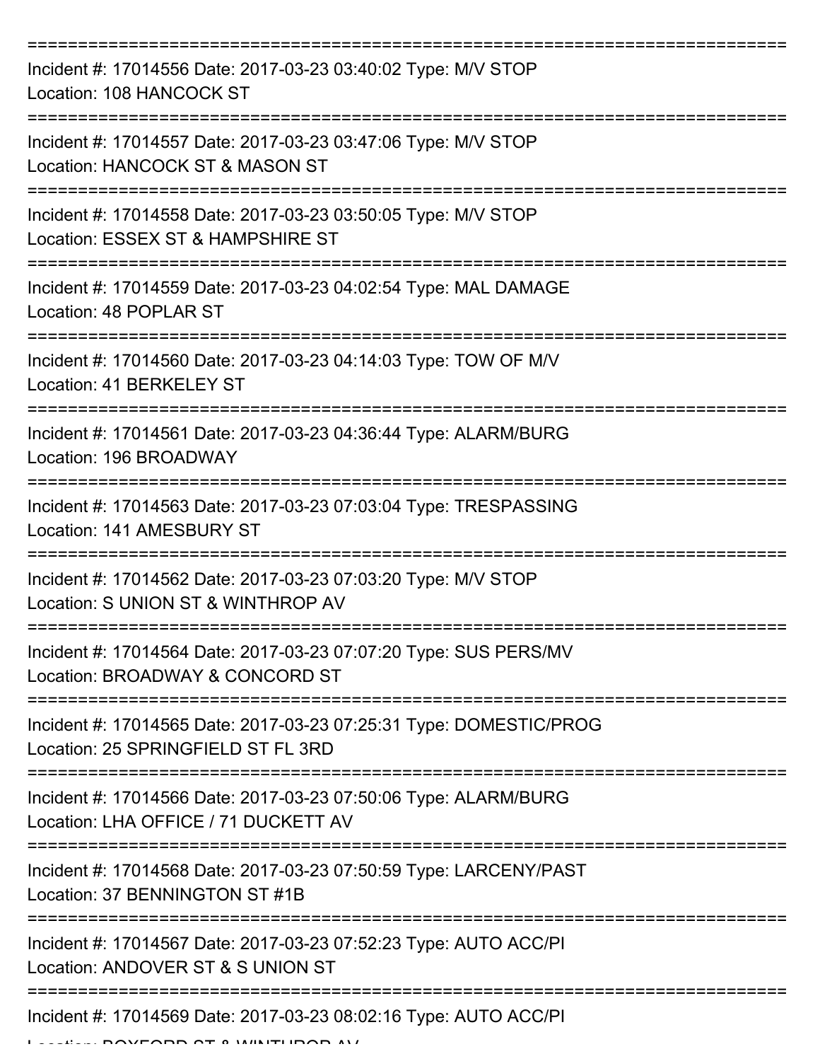==============================================================================
Incident #: 17014556 Date: 2017-03-23 03:40:02 Type: M/V STOP
Location: 108 HANCOCK ST
==============================================================================
Incident #: 17014557 Date: 2017-03-23 03:47:06 Type: M/V STOP
Location: HANCOCK ST & MASON ST
==============================================================================
Incident #: 17014558 Date: 2017-03-23 03:50:05 Type: M/V STOP
Location: ESSEX ST & HAMPSHIRE ST
==============================================================================
Incident #: 17014559 Date: 2017-03-23 04:02:54 Type: MAL DAMAGE
Location: 48 POPLAR ST
==============================================================================
Incident #: 17014560 Date: 2017-03-23 04:14:03 Type: TOW OF M/V
Location: 41 BERKELEY ST
==============================================================================
Incident #: 17014561 Date: 2017-03-23 04:36:44 Type: ALARM/BURG
Location: 196 BROADWAY
==============================================================================
Incident #: 17014563 Date: 2017-03-23 07:03:04 Type: TRESPASSING
Location: 141 AMESBURY ST
==============================================================================
Incident #: 17014562 Date: 2017-03-23 07:03:20 Type: M/V STOP
Location: S UNION ST & WINTHROP AV
==============================================================================
Incident #: 17014564 Date: 2017-03-23 07:07:20 Type: SUS PERS/MV
Location: BROADWAY & CONCORD ST
==============================================================================
Incident #: 17014565 Date: 2017-03-23 07:25:31 Type: DOMESTIC/PROG
Location: 25 SPRINGFIELD ST FL 3RD
==============================================================================
Incident #: 17014566 Date: 2017-03-23 07:50:06 Type: ALARM/BURG
Location: LHA OFFICE / 71 DUCKETT AV
==============================================================================
Incident #: 17014568 Date: 2017-03-23 07:50:59 Type: LARCENY/PAST
Location: 37 BENNINGTON ST #1B
==============================================================================
Incident #: 17014567 Date: 2017-03-23 07:52:23 Type: AUTO ACC/PI
Location: ANDOVER ST & S UNION ST
==============================================================================
Incident #: 17014569 Date: 2017-03-23 08:02:16 Type: AUTO ACC/PI
Location: BOXFORD ST & WINTHROP AV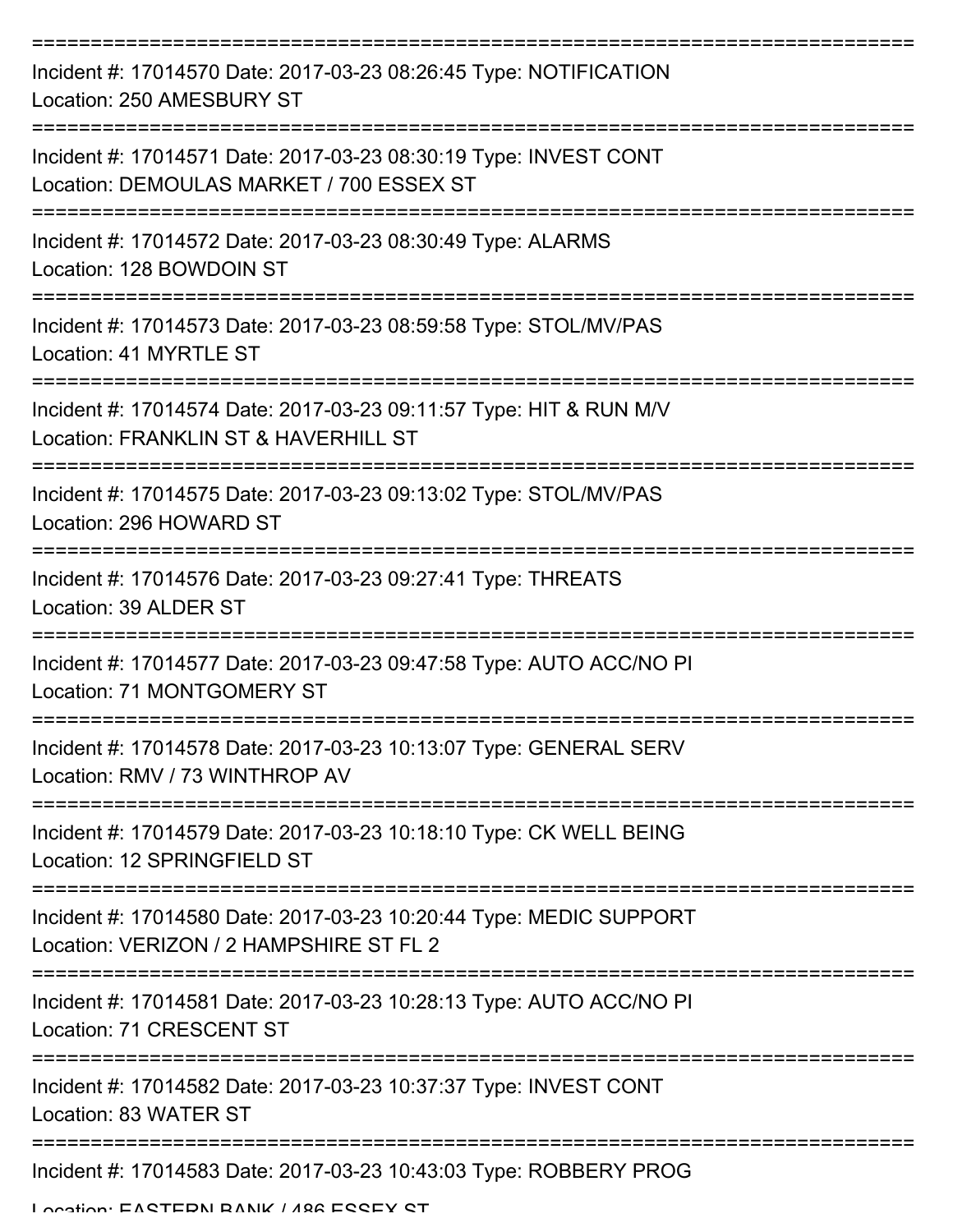---

Incident #: 17014570 Date: 2017-03-23 08:26:45 Type: NOTIFICATION
Location: 250 AMESBURY ST

---

Incident #: 17014571 Date: 2017-03-23 08:30:19 Type: INVEST CONT
Location: DEMOULAS MARKET / 700 ESSEX ST

---

Incident #: 17014572 Date: 2017-03-23 08:30:49 Type: ALARMS
Location: 128 BOWDOIN ST

---

Incident #: 17014573 Date: 2017-03-23 08:59:58 Type: STOL/MV/PAS
Location: 41 MYRTLE ST

---

Incident #: 17014574 Date: 2017-03-23 09:11:57 Type: HIT & RUN M/V
Location: FRANKLIN ST & HAVERHILL ST

---

Incident #: 17014575 Date: 2017-03-23 09:13:02 Type: STOL/MV/PAS
Location: 296 HOWARD ST

---

Incident #: 17014576 Date: 2017-03-23 09:27:41 Type: THREATS
Location: 39 ALDER ST

---

Incident #: 17014577 Date: 2017-03-23 09:47:58 Type: AUTO ACC/NO PI
Location: 71 MONTGOMERY ST

---

Incident #: 17014578 Date: 2017-03-23 10:13:07 Type: GENERAL SERV
Location: RMV / 73 WINTHROP AV

---

Incident #: 17014579 Date: 2017-03-23 10:18:10 Type: CK WELL BEING
Location: 12 SPRINGFIELD ST

---

Incident #: 17014580 Date: 2017-03-23 10:20:44 Type: MEDIC SUPPORT
Location: VERIZON / 2 HAMPSHIRE ST FL 2

---

Incident #: 17014581 Date: 2017-03-23 10:28:13 Type: AUTO ACC/NO PI
Location: 71 CRESCENT ST

---

Incident #: 17014582 Date: 2017-03-23 10:37:37 Type: INVEST CONT
Location: 83 WATER ST

---

Incident #: 17014583 Date: 2017-03-23 10:43:03 Type: ROBBERY PROG
Location: EASTERN BANK / 486 ESSEX ST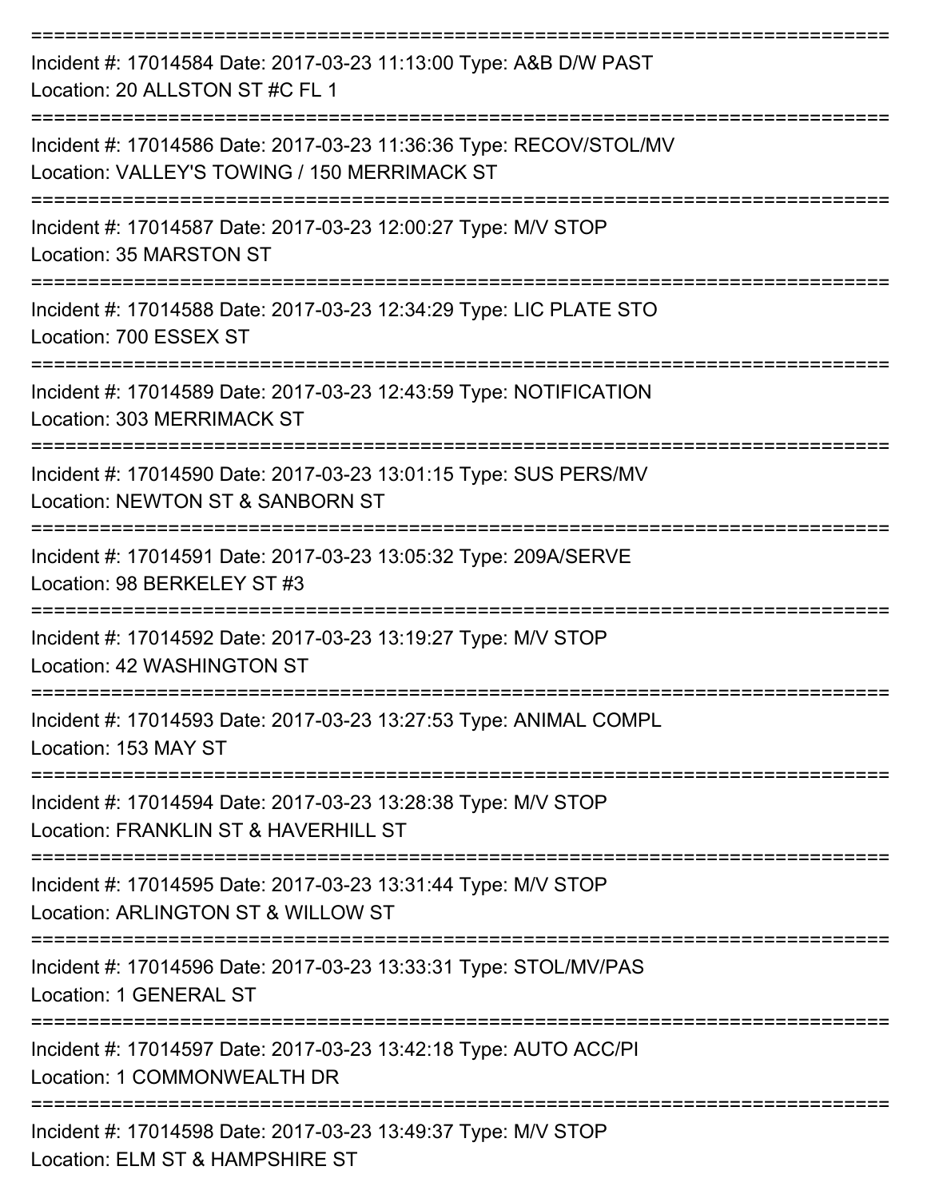===========================================================================

Incident #: 17014584 Date: 2017-03-23 11:13:00 Type: A&B D/W PAST
Location: 20 ALLSTON ST #C FL 1

===========================================================================

Incident #: 17014586 Date: 2017-03-23 11:36:36 Type: RECOV/STOL/MV
Location: VALLEY'S TOWING / 150 MERRIMACK ST

===========================================================================

Incident #: 17014587 Date: 2017-03-23 12:00:27 Type: M/V STOP
Location: 35 MARSTON ST

===========================================================================

Incident #: 17014588 Date: 2017-03-23 12:34:29 Type: LIC PLATE STO
Location: 700 ESSEX ST

===========================================================================

Incident #: 17014589 Date: 2017-03-23 12:43:59 Type: NOTIFICATION
Location: 303 MERRIMACK ST

===========================================================================

Incident #: 17014590 Date: 2017-03-23 13:01:15 Type: SUS PERS/MV
Location: NEWTON ST & SANBORN ST

===========================================================================

Incident #: 17014591 Date: 2017-03-23 13:05:32 Type: 209A/SERVE
Location: 98 BERKELEY ST #3

===========================================================================

Incident #: 17014592 Date: 2017-03-23 13:19:27 Type: M/V STOP
Location: 42 WASHINGTON ST

===========================================================================

Incident #: 17014593 Date: 2017-03-23 13:27:53 Type: ANIMAL COMPL
Location: 153 MAY ST

===========================================================================

Incident #: 17014594 Date: 2017-03-23 13:28:38 Type: M/V STOP
Location: FRANKLIN ST & HAVERHILL ST

===========================================================================

Incident #: 17014595 Date: 2017-03-23 13:31:44 Type: M/V STOP
Location: ARLINGTON ST & WILLOW ST

===========================================================================

Incident #: 17014596 Date: 2017-03-23 13:33:31 Type: STOL/MV/PAS
Location: 1 GENERAL ST

===========================================================================

Incident #: 17014597 Date: 2017-03-23 13:42:18 Type: AUTO ACC/PI
Location: 1 COMMONWEALTH DR

===========================================================================

Incident #: 17014598 Date: 2017-03-23 13:49:37 Type: M/V STOP
Location: ELM ST & HAMPSHIRE ST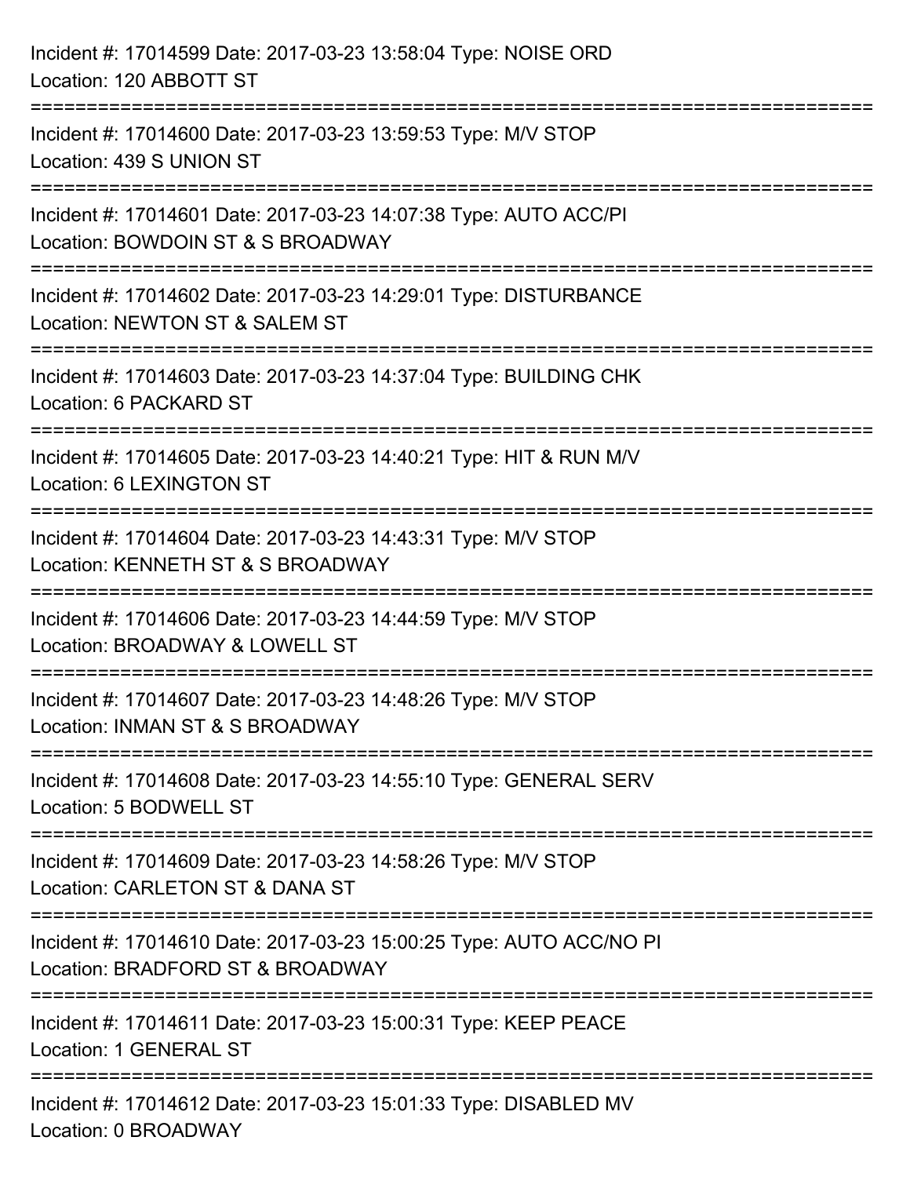Incident #: 17014599 Date: 2017-03-23 13:58:04 Type: NOISE ORD
Location: 120 ABBOTT ST

===========================================================================

Incident #: 17014600 Date: 2017-03-23 13:59:53 Type: M/V STOP
Location: 439 S UNION ST

===========================================================================

Incident #: 17014601 Date: 2017-03-23 14:07:38 Type: AUTO ACC/PI
Location: BOWDOIN ST & S BROADWAY

===========================================================================

Incident #: 17014602 Date: 2017-03-23 14:29:01 Type: DISTURBANCE
Location: NEWTON ST & SALEM ST

===========================================================================

Incident #: 17014603 Date: 2017-03-23 14:37:04 Type: BUILDING CHK
Location: 6 PACKARD ST

===========================================================================

Incident #: 17014605 Date: 2017-03-23 14:40:21 Type: HIT & RUN M/V
Location: 6 LEXINGTON ST

===========================================================================

Incident #: 17014604 Date: 2017-03-23 14:43:31 Type: M/V STOP
Location: KENNETH ST & S BROADWAY

===========================================================================

Incident #: 17014606 Date: 2017-03-23 14:44:59 Type: M/V STOP
Location: BROADWAY & LOWELL ST

===========================================================================

Incident #: 17014607 Date: 2017-03-23 14:48:26 Type: M/V STOP
Location: INMAN ST & S BROADWAY

===========================================================================

Incident #: 17014608 Date: 2017-03-23 14:55:10 Type: GENERAL SERV
Location: 5 BODWELL ST

===========================================================================

Incident #: 17014609 Date: 2017-03-23 14:58:26 Type: M/V STOP
Location: CARLETON ST & DANA ST

===========================================================================

Incident #: 17014610 Date: 2017-03-23 15:00:25 Type: AUTO ACC/NO PI
Location: BRADFORD ST & BROADWAY

===========================================================================

Incident #: 17014611 Date: 2017-03-23 15:00:31 Type: KEEP PEACE
Location: 1 GENERAL ST

===========================================================================

Incident #: 17014612 Date: 2017-03-23 15:01:33 Type: DISABLED MV
Location: 0 BROADWAY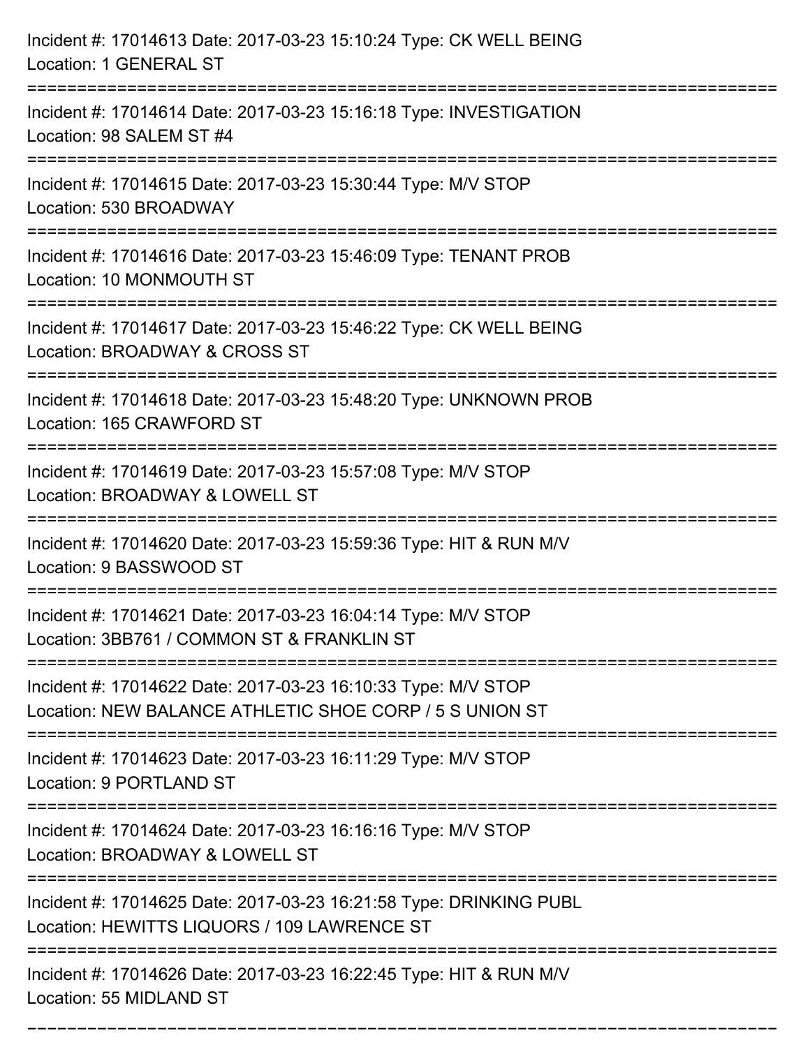Incident #: 17014613 Date: 2017-03-23 15:10:24 Type: CK WELL BEING
Location: 1 GENERAL ST

===========================================================================

Incident #: 17014614 Date: 2017-03-23 15:16:18 Type: INVESTIGATION
Location: 98 SALEM ST #4

===========================================================================

Incident #: 17014615 Date: 2017-03-23 15:30:44 Type: M/V STOP
Location: 530 BROADWAY

===========================================================================

Incident #: 17014616 Date: 2017-03-23 15:46:09 Type: TENANT PROB
Location: 10 MONMOUTH ST

===========================================================================

Incident #: 17014617 Date: 2017-03-23 15:46:22 Type: CK WELL BEING
Location: BROADWAY & CROSS ST

===========================================================================

Incident #: 17014618 Date: 2017-03-23 15:48:20 Type: UNKNOWN PROB
Location: 165 CRAWFORD ST

===========================================================================

Incident #: 17014619 Date: 2017-03-23 15:57:08 Type: M/V STOP
Location: BROADWAY & LOWELL ST

===========================================================================

Incident #: 17014620 Date: 2017-03-23 15:59:36 Type: HIT & RUN M/V
Location: 9 BASSWOOD ST

===========================================================================

Incident #: 17014621 Date: 2017-03-23 16:04:14 Type: M/V STOP
Location: 3BB761 / COMMON ST & FRANKLIN ST

===========================================================================

Incident #: 17014622 Date: 2017-03-23 16:10:33 Type: M/V STOP
Location: NEW BALANCE ATHLETIC SHOE CORP / 5 S UNION ST

===========================================================================

Incident #: 17014623 Date: 2017-03-23 16:11:29 Type: M/V STOP
Location: 9 PORTLAND ST

===========================================================================

Incident #: 17014624 Date: 2017-03-23 16:16:16 Type: M/V STOP
Location: BROADWAY & LOWELL ST

===========================================================================

Incident #: 17014625 Date: 2017-03-23 16:21:58 Type: DRINKING PUBL
Location: HEWITTS LIQUORS / 109 LAWRENCE ST

===========================================================================

Incident #: 17014626 Date: 2017-03-23 16:22:45 Type: HIT & RUN M/V
Location: 55 MIDLAND ST

===========================================================================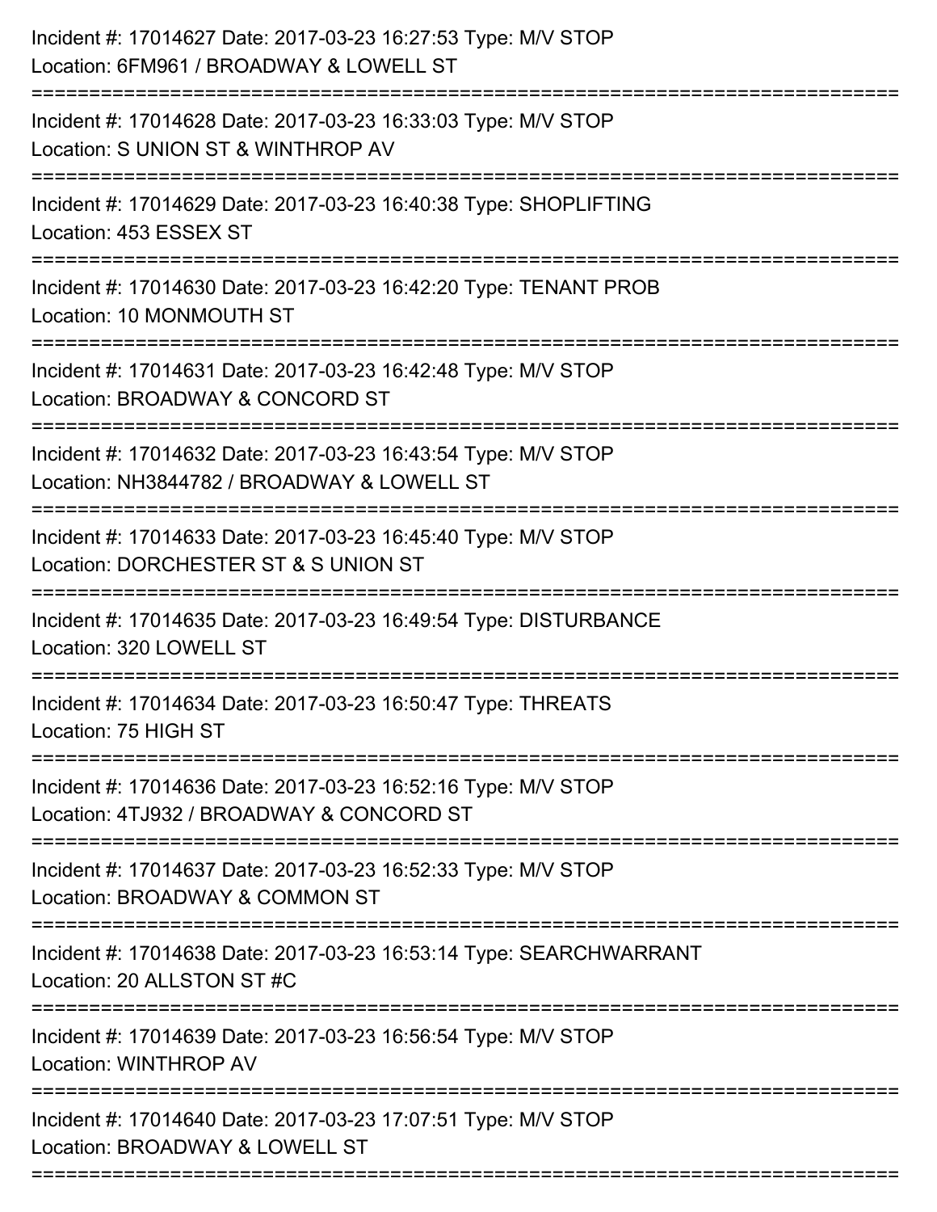Incident #: 17014627 Date: 2017-03-23 16:27:53 Type: M/V STOP
Location: 6FM961 / BROADWAY & LOWELL ST

===========================================================================

Incident #: 17014628 Date: 2017-03-23 16:33:03 Type: M/V STOP
Location: S UNION ST & WINTHROP AV

===========================================================================

Incident #: 17014629 Date: 2017-03-23 16:40:38 Type: SHOPLIFTING
Location: 453 ESSEX ST

===========================================================================

Incident #: 17014630 Date: 2017-03-23 16:42:20 Type: TENANT PROB
Location: 10 MONMOUTH ST

===========================================================================

Incident #: 17014631 Date: 2017-03-23 16:42:48 Type: M/V STOP
Location: BROADWAY & CONCORD ST

===========================================================================

Incident #: 17014632 Date: 2017-03-23 16:43:54 Type: M/V STOP
Location: NH3844782 / BROADWAY & LOWELL ST

===========================================================================

Incident #: 17014633 Date: 2017-03-23 16:45:40 Type: M/V STOP
Location: DORCHESTER ST & S UNION ST

===========================================================================

Incident #: 17014635 Date: 2017-03-23 16:49:54 Type: DISTURBANCE
Location: 320 LOWELL ST

===========================================================================

Incident #: 17014634 Date: 2017-03-23 16:50:47 Type: THREATS
Location: 75 HIGH ST

===========================================================================

Incident #: 17014636 Date: 2017-03-23 16:52:16 Type: M/V STOP
Location: 4TJ932 / BROADWAY & CONCORD ST

===========================================================================

Incident #: 17014637 Date: 2017-03-23 16:52:33 Type: M/V STOP
Location: BROADWAY & COMMON ST

===========================================================================

Incident #: 17014638 Date: 2017-03-23 16:53:14 Type: SEARCHWARRANT
Location: 20 ALLSTON ST #C

===========================================================================

Incident #: 17014639 Date: 2017-03-23 16:56:54 Type: M/V STOP
Location: WINTHROP AV

===========================================================================

Incident #: 17014640 Date: 2017-03-23 17:07:51 Type: M/V STOP
Location: BROADWAY & LOWELL ST

===========================================================================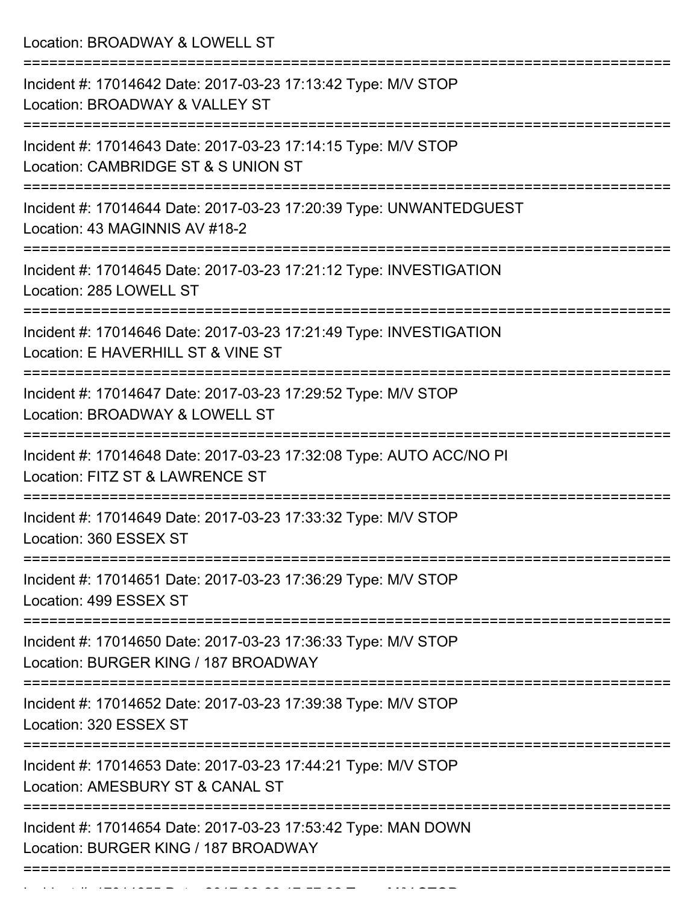Location: BROADWAY & LOWELL ST

===========================================================================

Incident #: 17014642 Date: 2017-03-23 17:13:42 Type: M/V STOP
Location: BROADWAY & VALLEY ST

===========================================================================

Incident #: 17014643 Date: 2017-03-23 17:14:15 Type: M/V STOP
Location: CAMBRIDGE ST & S UNION ST

===========================================================================

Incident #: 17014644 Date: 2017-03-23 17:20:39 Type: UNWANTEDGUEST
Location: 43 MAGINNIS AV #18-2

===========================================================================

Incident #: 17014645 Date: 2017-03-23 17:21:12 Type: INVESTIGATION
Location: 285 LOWELL ST

===========================================================================

Incident #: 17014646 Date: 2017-03-23 17:21:49 Type: INVESTIGATION
Location: E HAVERHILL ST & VINE ST

===========================================================================

Incident #: 17014647 Date: 2017-03-23 17:29:52 Type: M/V STOP
Location: BROADWAY & LOWELL ST

===========================================================================

Incident #: 17014648 Date: 2017-03-23 17:32:08 Type: AUTO ACC/NO PI
Location: FITZ ST & LAWRENCE ST

===========================================================================

Incident #: 17014649 Date: 2017-03-23 17:33:32 Type: M/V STOP
Location: 360 ESSEX ST

===========================================================================

Incident #: 17014651 Date: 2017-03-23 17:36:29 Type: M/V STOP
Location: 499 ESSEX ST

===========================================================================

Incident #: 17014650 Date: 2017-03-23 17:36:33 Type: M/V STOP
Location: BURGER KING / 187 BROADWAY

===========================================================================

Incident #: 17014652 Date: 2017-03-23 17:39:38 Type: M/V STOP
Location: 320 ESSEX ST

===========================================================================

Incident #: 17014653 Date: 2017-03-23 17:44:21 Type: M/V STOP
Location: AMESBURY ST & CANAL ST

===========================================================================

Incident #: 17014654 Date: 2017-03-23 17:53:42 Type: MAN DOWN
Location: BURGER KING / 187 BROADWAY

===========================================================================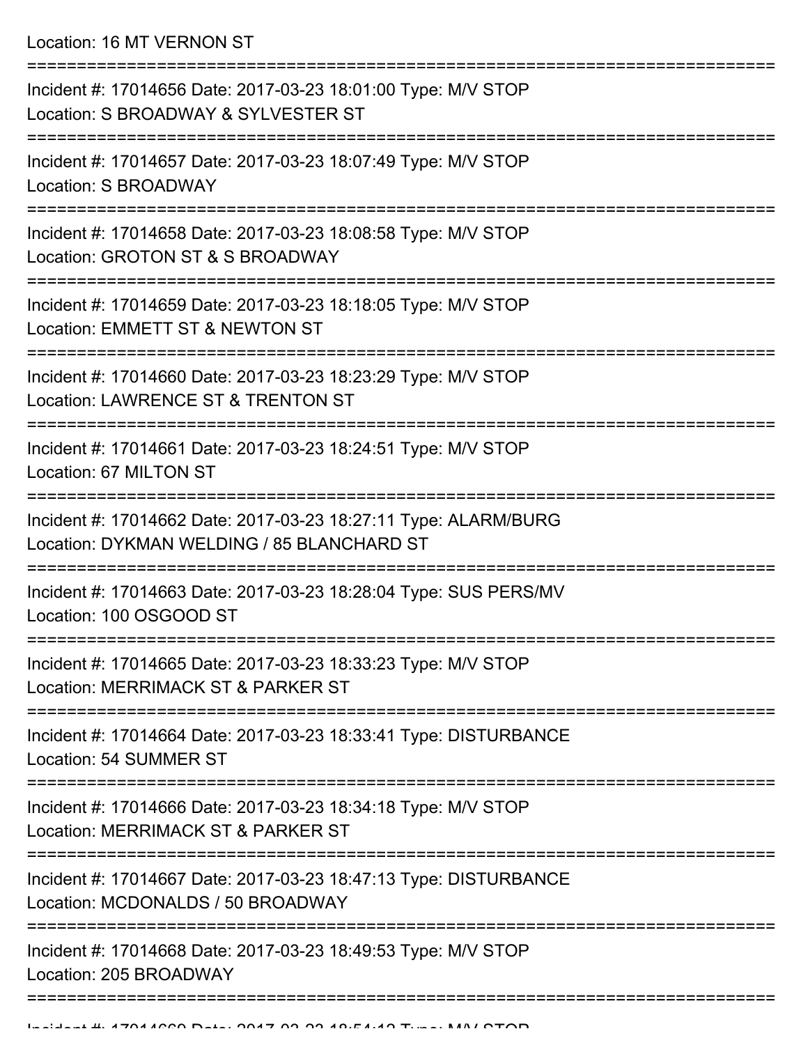Location: 16 MT VERNON ST

===========================================================================

Incident #: 17014656 Date: 2017-03-23 18:01:00 Type: M/V STOP
Location: S BROADWAY & SYLVESTER ST

===========================================================================

Incident #: 17014657 Date: 2017-03-23 18:07:49 Type: M/V STOP
Location: S BROADWAY

===========================================================================

Incident #: 17014658 Date: 2017-03-23 18:08:58 Type: M/V STOP
Location: GROTON ST & S BROADWAY

===========================================================================

Incident #: 17014659 Date: 2017-03-23 18:18:05 Type: M/V STOP
Location: EMMETT ST & NEWTON ST

===========================================================================

Incident #: 17014660 Date: 2017-03-23 18:23:29 Type: M/V STOP
Location: LAWRENCE ST & TRENTON ST

===========================================================================

Incident #: 17014661 Date: 2017-03-23 18:24:51 Type: M/V STOP
Location: 67 MILTON ST

===========================================================================

Incident #: 17014662 Date: 2017-03-23 18:27:11 Type: ALARM/BURG
Location: DYKMAN WELDING / 85 BLANCHARD ST

===========================================================================

Incident #: 17014663 Date: 2017-03-23 18:28:04 Type: SUS PERS/MV
Location: 100 OSGOOD ST

===========================================================================

Incident #: 17014665 Date: 2017-03-23 18:33:23 Type: M/V STOP
Location: MERRIMACK ST & PARKER ST

===========================================================================

Incident #: 17014664 Date: 2017-03-23 18:33:41 Type: DISTURBANCE
Location: 54 SUMMER ST

===========================================================================

Incident #: 17014666 Date: 2017-03-23 18:34:18 Type: M/V STOP
Location: MERRIMACK ST & PARKER ST

===========================================================================

Incident #: 17014667 Date: 2017-03-23 18:47:13 Type: DISTURBANCE
Location: MCDONALDS / 50 BROADWAY

===========================================================================

Incident #: 17014668 Date: 2017-03-23 18:49:53 Type: M/V STOP
Location: 205 BROADWAY

===========================================================================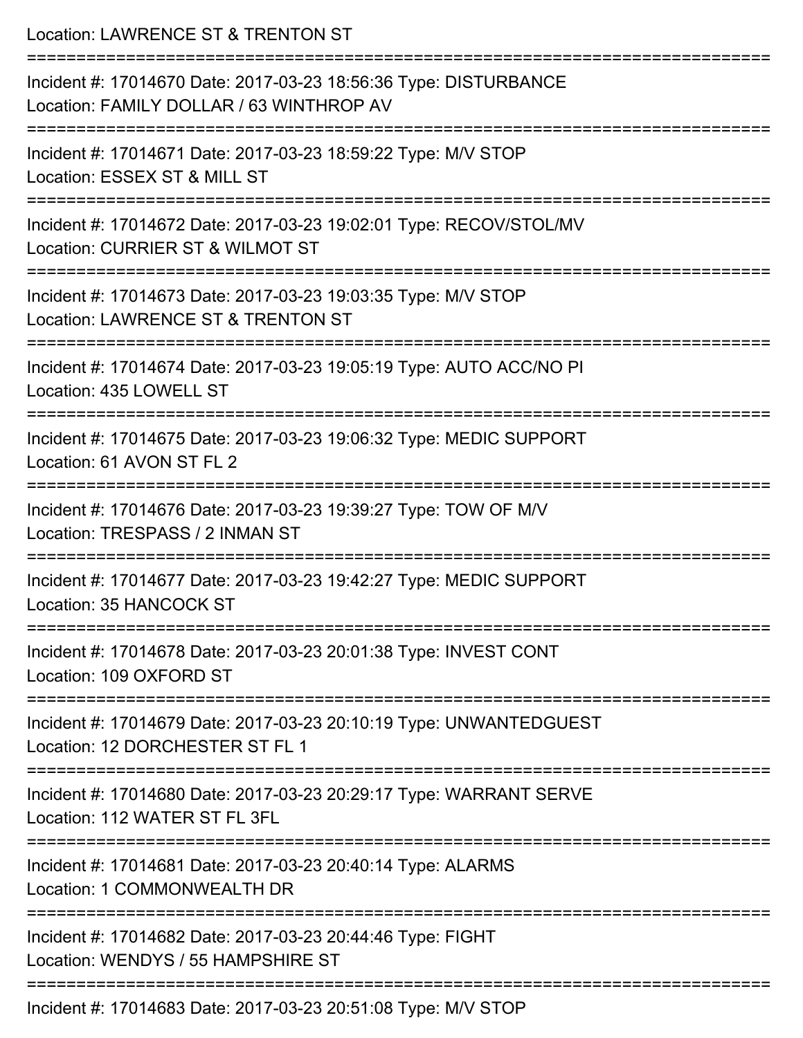Location: LAWRENCE ST & TRENTON ST

===========================================================================

Incident #: 17014670 Date: 2017-03-23 18:56:36 Type: DISTURBANCE
Location: FAMILY DOLLAR / 63 WINTHROP AV

===========================================================================

Incident #: 17014671 Date: 2017-03-23 18:59:22 Type: M/V STOP
Location: ESSEX ST & MILL ST

===========================================================================

Incident #: 17014672 Date: 2017-03-23 19:02:01 Type: RECOV/STOL/MV
Location: CURRIER ST & WILMOT ST

===========================================================================

Incident #: 17014673 Date: 2017-03-23 19:03:35 Type: M/V STOP
Location: LAWRENCE ST & TRENTON ST

===========================================================================

Incident #: 17014674 Date: 2017-03-23 19:05:19 Type: AUTO ACC/NO PI
Location: 435 LOWELL ST

===========================================================================

Incident #: 17014675 Date: 2017-03-23 19:06:32 Type: MEDIC SUPPORT
Location: 61 AVON ST FL 2

===========================================================================

Incident #: 17014676 Date: 2017-03-23 19:39:27 Type: TOW OF M/V
Location: TRESPASS / 2 INMAN ST

===========================================================================

Incident #: 17014677 Date: 2017-03-23 19:42:27 Type: MEDIC SUPPORT
Location: 35 HANCOCK ST

===========================================================================

Incident #: 17014678 Date: 2017-03-23 20:01:38 Type: INVEST CONT
Location: 109 OXFORD ST

===========================================================================

Incident #: 17014679 Date: 2017-03-23 20:10:19 Type: UNWANTEDGUEST
Location: 12 DORCHESTER ST FL 1

===========================================================================

Incident #: 17014680 Date: 2017-03-23 20:29:17 Type: WARRANT SERVE
Location: 112 WATER ST FL 3FL

===========================================================================

Incident #: 17014681 Date: 2017-03-23 20:40:14 Type: ALARMS
Location: 1 COMMONWEALTH DR

===========================================================================

Incident #: 17014682 Date: 2017-03-23 20:44:46 Type: FIGHT
Location: WENDYS / 55 HAMPSHIRE ST

===========================================================================

Incident #: 17014683 Date: 2017-03-23 20:51:08 Type: M/V STOP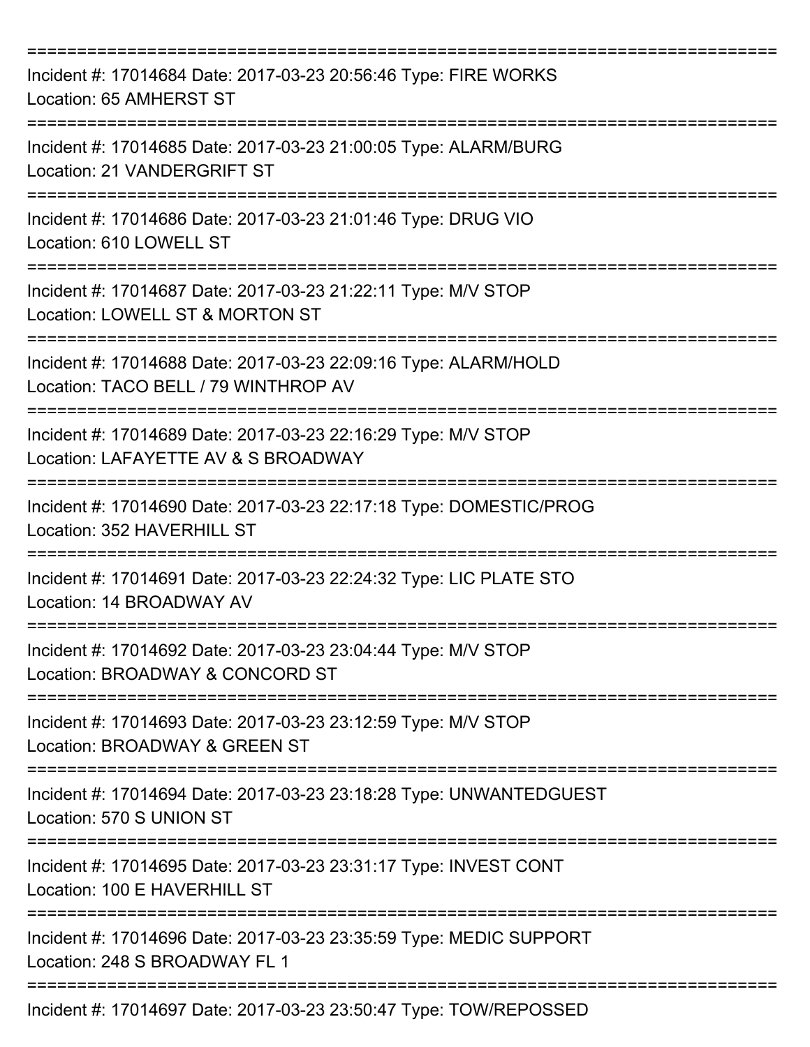===========================================================================
Incident #: 17014684 Date: 2017-03-23 20:56:46 Type: FIRE WORKS
Location: 65 AMHERST ST
===========================================================================
Incident #: 17014685 Date: 2017-03-23 21:00:05 Type: ALARM/BURG
Location: 21 VANDERGRIFT ST
===========================================================================
Incident #: 17014686 Date: 2017-03-23 21:01:46 Type: DRUG VIO
Location: 610 LOWELL ST
===========================================================================
Incident #: 17014687 Date: 2017-03-23 21:22:11 Type: M/V STOP
Location: LOWELL ST & MORTON ST
===========================================================================
Incident #: 17014688 Date: 2017-03-23 22:09:16 Type: ALARM/HOLD
Location: TACO BELL / 79 WINTHROP AV
===========================================================================
Incident #: 17014689 Date: 2017-03-23 22:16:29 Type: M/V STOP
Location: LAFAYETTE AV & S BROADWAY
===========================================================================
Incident #: 17014690 Date: 2017-03-23 22:17:18 Type: DOMESTIC/PROG
Location: 352 HAVERHILL ST
===========================================================================
Incident #: 17014691 Date: 2017-03-23 22:24:32 Type: LIC PLATE STO
Location: 14 BROADWAY AV
===========================================================================
Incident #: 17014692 Date: 2017-03-23 23:04:44 Type: M/V STOP
Location: BROADWAY & CONCORD ST
===========================================================================
Incident #: 17014693 Date: 2017-03-23 23:12:59 Type: M/V STOP
Location: BROADWAY & GREEN ST
===========================================================================
Incident #: 17014694 Date: 2017-03-23 23:18:28 Type: UNWANTEDGUEST
Location: 570 S UNION ST
===========================================================================
Incident #: 17014695 Date: 2017-03-23 23:31:17 Type: INVEST CONT
Location: 100 E HAVERHILL ST
===========================================================================
Incident #: 17014696 Date: 2017-03-23 23:35:59 Type: MEDIC SUPPORT
Location: 248 S BROADWAY FL 1
===========================================================================
Incident #: 17014697 Date: 2017-03-23 23:50:47 Type: TOW/REPOSSED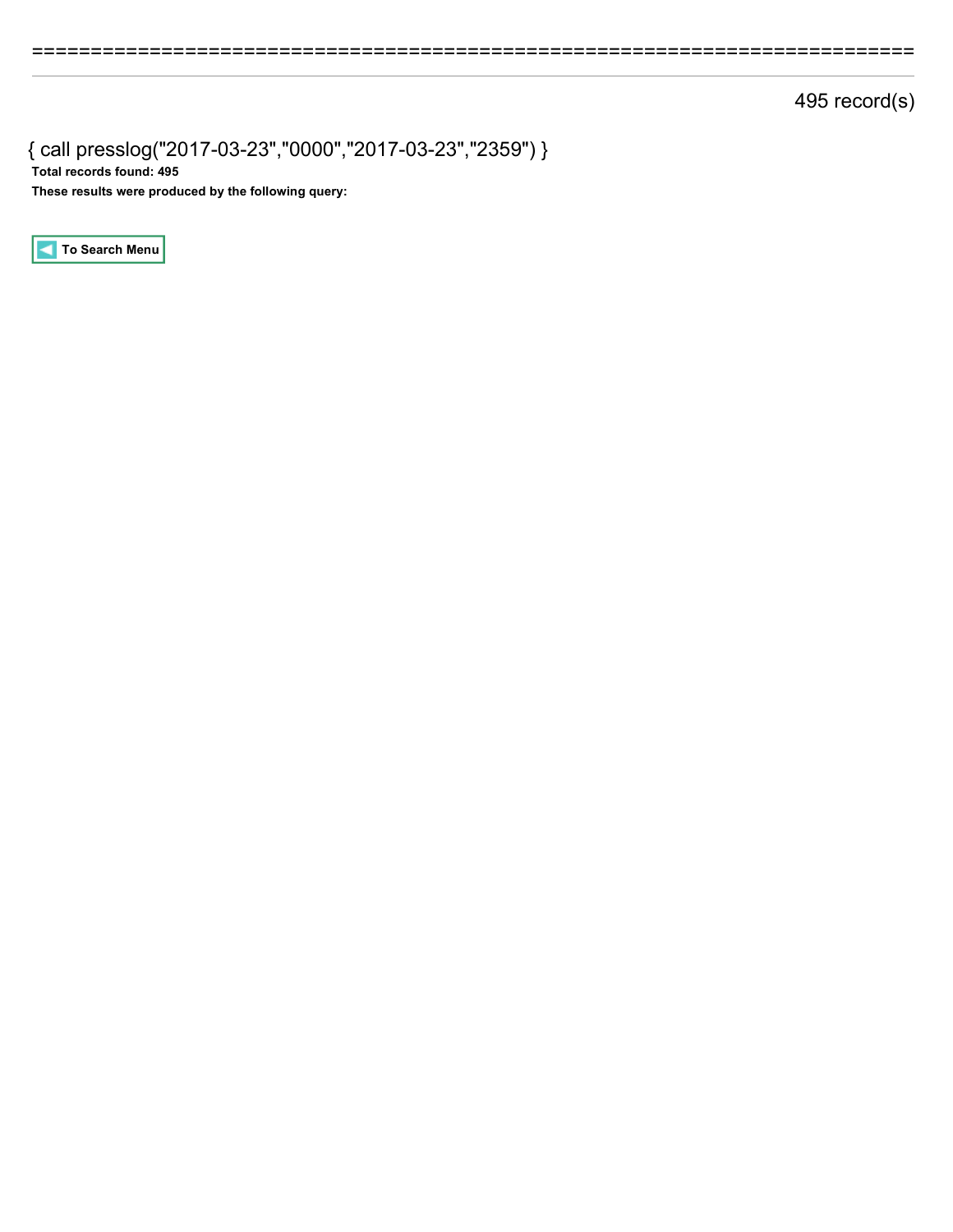===========================================================================

495 record(s)

{ call presslog("2017-03-23","0000","2017-03-23","2359") }

**Total records found: 495**

**These results were produced by the following query:**

**To Search Menu**